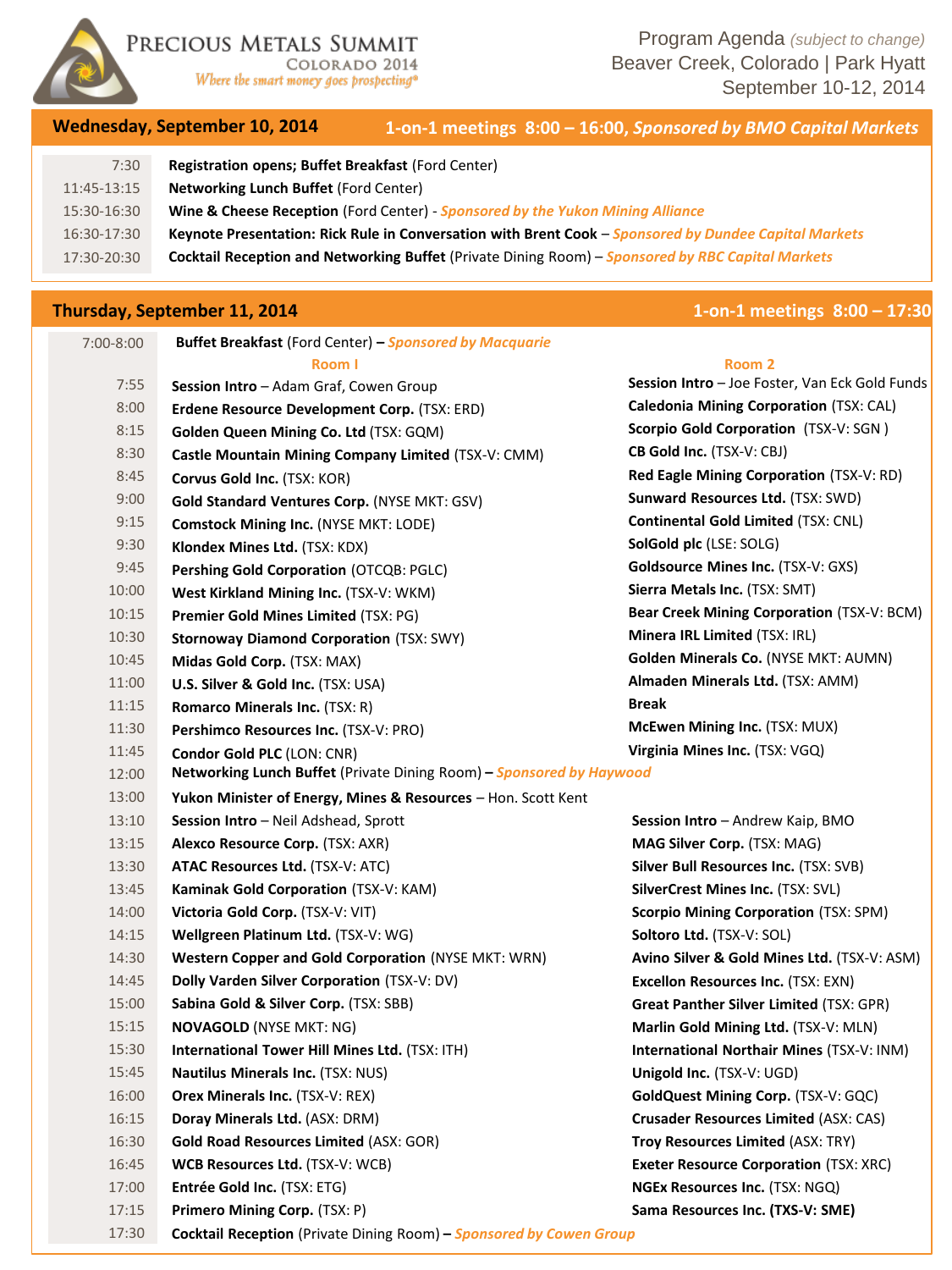# Precious Metals Summit

**Colorado 2014**

*Where the smart money goes prospecting®*

Program Agenda *(subject to change)*
Beaver Creek, Colorado | Park Hyatt
September 10-12, 2014

## Wednesday, September 10, 2014

**1-on-1 meetings 8:00 – 16:00, *Sponsored by BMO Capital Markets***

| Time | Event |
|---|---|
| 7:30 | **Registration opens; Buffet Breakfast** (Ford Center) |
| 11:45-13:15 | **Networking Lunch Buffet** (Ford Center) |
| 15:30-16:30 | **Wine & Cheese Reception** (Ford Center) - ***Sponsored by the Yukon Mining Alliance*** |
| 16:30-17:30 | **Keynote Presentation: Rick Rule in Conversation with Brent Cook** – ***Sponsored by Dundee Capital Markets*** |
| 17:30-20:30 | **Cocktail Reception and Networking Buffet** (Private Dining Room) – ***Sponsored by RBC Capital Markets*** |

## Thursday, September 11, 2014

**1-on-1 meetings 8:00 – 17:30**

| Time | Room I | Room 2 |
|---|---|---|
| 7:00-8:00 | **Buffet Breakfast** (Ford Center) – ***Sponsored by Macquarie*** | |
| 7:55 | **Session Intro** – Adam Graf, Cowen Group | **Session Intro** – Joe Foster, Van Eck Gold Funds |
| 8:00 | **Erdene Resource Development Corp.** (TSX: ERD) | **Caledonia Mining Corporation** (TSX: CAL) |
| 8:15 | **Golden Queen Mining Co. Ltd** (TSX: GQM) | **Scorpio Gold Corporation** (TSX-V: SGN ) |
| 8:30 | **Castle Mountain Mining Company Limited** (TSX-V: CMM) | **CB Gold Inc.** (TSX-V: CBJ) |
| 8:45 | **Corvus Gold Inc.** (TSX: KOR) | **Red Eagle Mining Corporation** (TSX-V: RD) |
| 9:00 | **Gold Standard Ventures Corp.** (NYSE MKT: GSV) | **Sunward Resources Ltd.** (TSX: SWD) |
| 9:15 | **Comstock Mining Inc.** (NYSE MKT: LODE) | **Continental Gold Limited** (TSX: CNL) |
| 9:30 | **Klondex Mines Ltd.** (TSX: KDX) | **SolGold plc** (LSE: SOLG) |
| 9:45 | **Pershing Gold Corporation** (OTCQB: PGLC) | **Goldsource Mines Inc.** (TSX-V: GXS) |
| 10:00 | **West Kirkland Mining Inc.** (TSX-V: WKM) | **Sierra Metals Inc.** (TSX: SMT) |
| 10:15 | **Premier Gold Mines Limited** (TSX: PG) | **Bear Creek Mining Corporation** (TSX-V: BCM) |
| 10:30 | **Stornoway Diamond Corporation** (TSX: SWY) | **Minera IRL Limited** (TSX: IRL) |
| 10:45 | **Midas Gold Corp.** (TSX: MAX) | **Golden Minerals Co.** (NYSE MKT: AUMN) |
| 11:00 | **U.S. Silver & Gold Inc.** (TSX: USA) | **Almaden Minerals Ltd.** (TSX: AMM) |
| 11:15 | **Romarco Minerals Inc.** (TSX: R) | **Break** |
| 11:30 | **Pershimco Resources Inc.** (TSX-V: PRO) | **McEwen Mining Inc.** (TSX: MUX) |
| 11:45 | **Condor Gold PLC** (LON: CNR) | **Virginia Mines Inc.** (TSX: VGQ) |
| 12:00 | **Networking Lunch Buffet** (Private Dining Room) – ***Sponsored by Haywood*** | |
| 13:00 | **Yukon Minister of Energy, Mines & Resources** – Hon. Scott Kent | |
| 13:10 | **Session Intro** – Neil Adshead, Sprott | **Session Intro** – Andrew Kaip, BMO |
| 13:15 | **Alexco Resource Corp.** (TSX: AXR) | **MAG Silver Corp.** (TSX: MAG) |
| 13:30 | **ATAC Resources Ltd.** (TSX-V: ATC) | **Silver Bull Resources Inc.** (TSX: SVB) |
| 13:45 | **Kaminak Gold Corporation** (TSX-V: KAM) | **SilverCrest Mines Inc.** (TSX: SVL) |
| 14:00 | **Victoria Gold Corp.** (TSX-V: VIT) | **Scorpio Mining Corporation** (TSX: SPM) |
| 14:15 | **Wellgreen Platinum Ltd.** (TSX-V: WG) | **Soltoro Ltd.** (TSX-V: SOL) |
| 14:30 | **Western Copper and Gold Corporation** (NYSE MKT: WRN) | **Avino Silver & Gold Mines Ltd.** (TSX-V: ASM) |
| 14:45 | **Dolly Varden Silver Corporation** (TSX-V: DV) | **Excellon Resources Inc.** (TSX: EXN) |
| 15:00 | **Sabina Gold & Silver Corp.** (TSX: SBB) | **Great Panther Silver Limited** (TSX: GPR) |
| 15:15 | **NOVAGOLD** (NYSE MKT: NG) | **Marlin Gold Mining Ltd.** (TSX-V: MLN) |
| 15:30 | **International Tower Hill Mines Ltd.** (TSX: ITH) | **International Northair Mines** (TSX-V: INM) |
| 15:45 | **Nautilus Minerals Inc.** (TSX: NUS) | **Unigold Inc.** (TSX-V: UGD) |
| 16:00 | **Orex Minerals Inc.** (TSX-V: REX) | **GoldQuest Mining Corp.** (TSX-V: GQC) |
| 16:15 | **Doray Minerals Ltd.** (ASX: DRM) | **Crusader Resources Limited** (ASX: CAS) |
| 16:30 | **Gold Road Resources Limited** (ASX: GOR) | **Troy Resources Limited** (ASX: TRY) |
| 16:45 | **WCB Resources Ltd.** (TSX-V: WCB) | **Exeter Resource Corporation** (TSX: XRC) |
| 17:00 | **Entrée Gold Inc.** (TSX: ETG) | **NGEx Resources Inc.** (TSX: NGQ) |
| 17:15 | **Primero Mining Corp.** (TSX: P) | **Sama Resources Inc. (TXS-V: SME)** |
| 17:30 | **Cocktail Reception** (Private Dining Room) – ***Sponsored by Cowen Group*** | |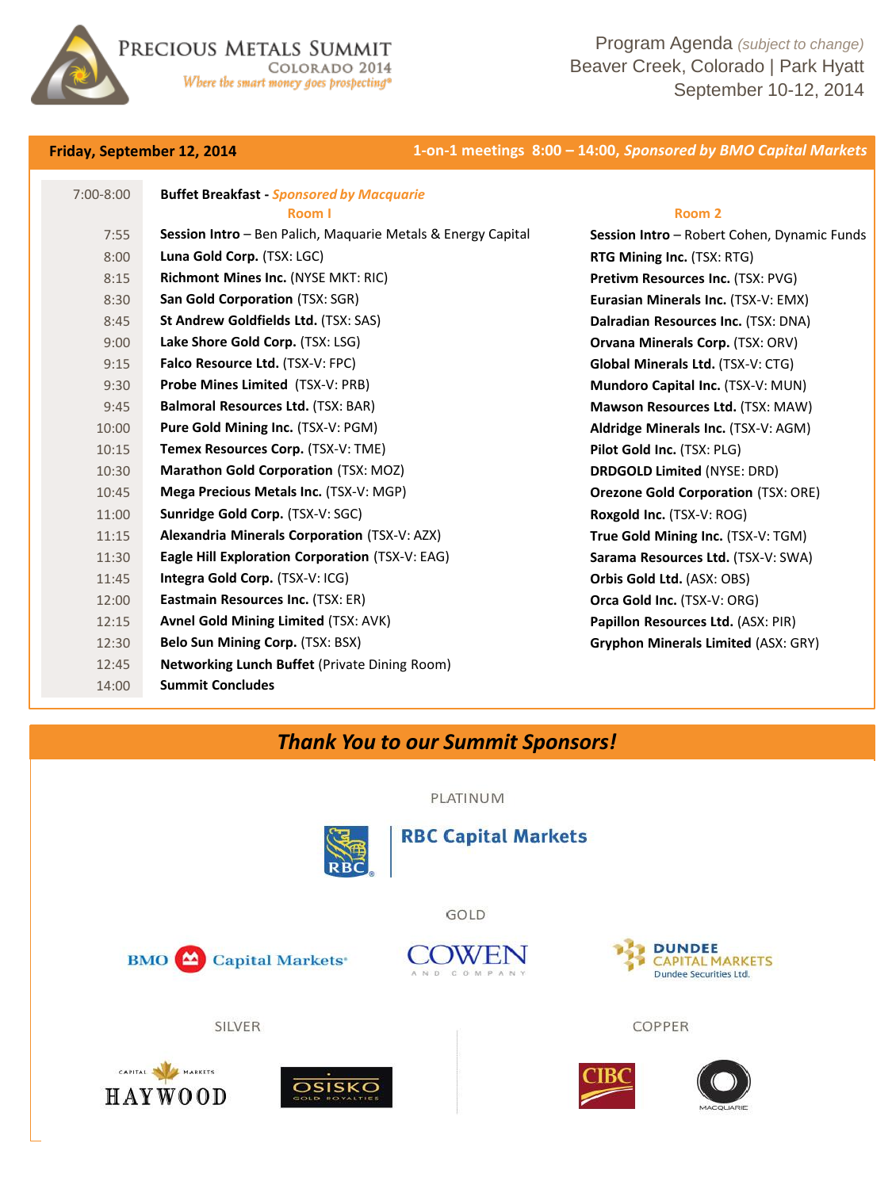**PRECIOUS METALS SUMMIT**
COLORADO 2014
*Where the smart money goes prospecting®*

Program Agenda *(subject to change)*
Beaver Creek, Colorado | Park Hyatt
September 10-12, 2014

## Friday, September 12, 2014

**1-on-1 meetings 8:00 – 14:00, *Sponsored by BMO Capital Markets***

| Time | Room 1 | Room 2 |
|---|---|---|
| 7:00-8:00 | **Buffet Breakfast** - *Sponsored by Macquarie* | |
| 7:55 | **Session Intro** – Ben Palich, Maquarie Metals & Energy Capital | **Session Intro** – Robert Cohen, Dynamic Funds |
| 8:00 | **Luna Gold Corp.** (TSX: LGC) | **RTG Mining Inc.** (TSX: RTG) |
| 8:15 | **Richmont Mines Inc.** (NYSE MKT: RIC) | **Pretivm Resources Inc.** (TSX: PVG) |
| 8:30 | **San Gold Corporation** (TSX: SGR) | **Eurasian Minerals Inc.** (TSX-V: EMX) |
| 8:45 | **St Andrew Goldfields Ltd.** (TSX: SAS) | **Dalradian Resources Inc.** (TSX: DNA) |
| 9:00 | **Lake Shore Gold Corp.** (TSX: LSG) | **Orvana Minerals Corp.** (TSX: ORV) |
| 9:15 | **Falco Resource Ltd.** (TSX-V: FPC) | **Global Minerals Ltd.** (TSX-V: CTG) |
| 9:30 | **Probe Mines Limited** (TSX-V: PRB) | **Mundoro Capital Inc.** (TSX-V: MUN) |
| 9:45 | **Balmoral Resources Ltd.** (TSX: BAR) | **Mawson Resources Ltd.** (TSX: MAW) |
| 10:00 | **Pure Gold Mining Inc.** (TSX-V: PGM) | **Aldridge Minerals Inc.** (TSX-V: AGM) |
| 10:15 | **Temex Resources Corp.** (TSX-V: TME) | **Pilot Gold Inc.** (TSX: PLG) |
| 10:30 | **Marathon Gold Corporation** (TSX: MOZ) | **DRDGOLD Limited** (NYSE: DRD) |
| 10:45 | **Mega Precious Metals Inc.** (TSX-V: MGP) | **Orezone Gold Corporation** (TSX: ORE) |
| 11:00 | **Sunridge Gold Corp.** (TSX-V: SGC) | **Roxgold Inc.** (TSX-V: ROG) |
| 11:15 | **Alexandria Minerals Corporation** (TSX-V: AZX) | **True Gold Mining Inc.** (TSX-V: TGM) |
| 11:30 | **Eagle Hill Exploration Corporation** (TSX-V: EAG) | **Sarama Resources Ltd.** (TSX-V: SWA) |
| 11:45 | **Integra Gold Corp.** (TSX-V: ICG) | **Orbis Gold Ltd.** (ASX: OBS) |
| 12:00 | **Eastmain Resources Inc.** (TSX: ER) | **Orca Gold Inc.** (TSX-V: ORG) |
| 12:15 | **Avnel Gold Mining Limited** (TSX: AVK) | **Papillon Resources Ltd.** (ASX: PIR) |
| 12:30 | **Belo Sun Mining Corp.** (TSX: BSX) | **Gryphon Minerals Limited** (ASX: GRY) |
| 12:45 | **Networking Lunch Buffet** (Private Dining Room) | |
| 14:00 | **Summit Concludes** | |

## *Thank You to our Summit Sponsors!*

PLATINUM

RBC Capital Markets

GOLD

BMO Capital Markets

COWEN AND COMPANY

DUNDEE CAPITAL MARKETS
Dundee Securities Ltd.

SILVER

CAPITAL MARKETS HAYWOOD

OSISKO GOLD ROYALTIES

COPPER

CIBC

MACQUARIE